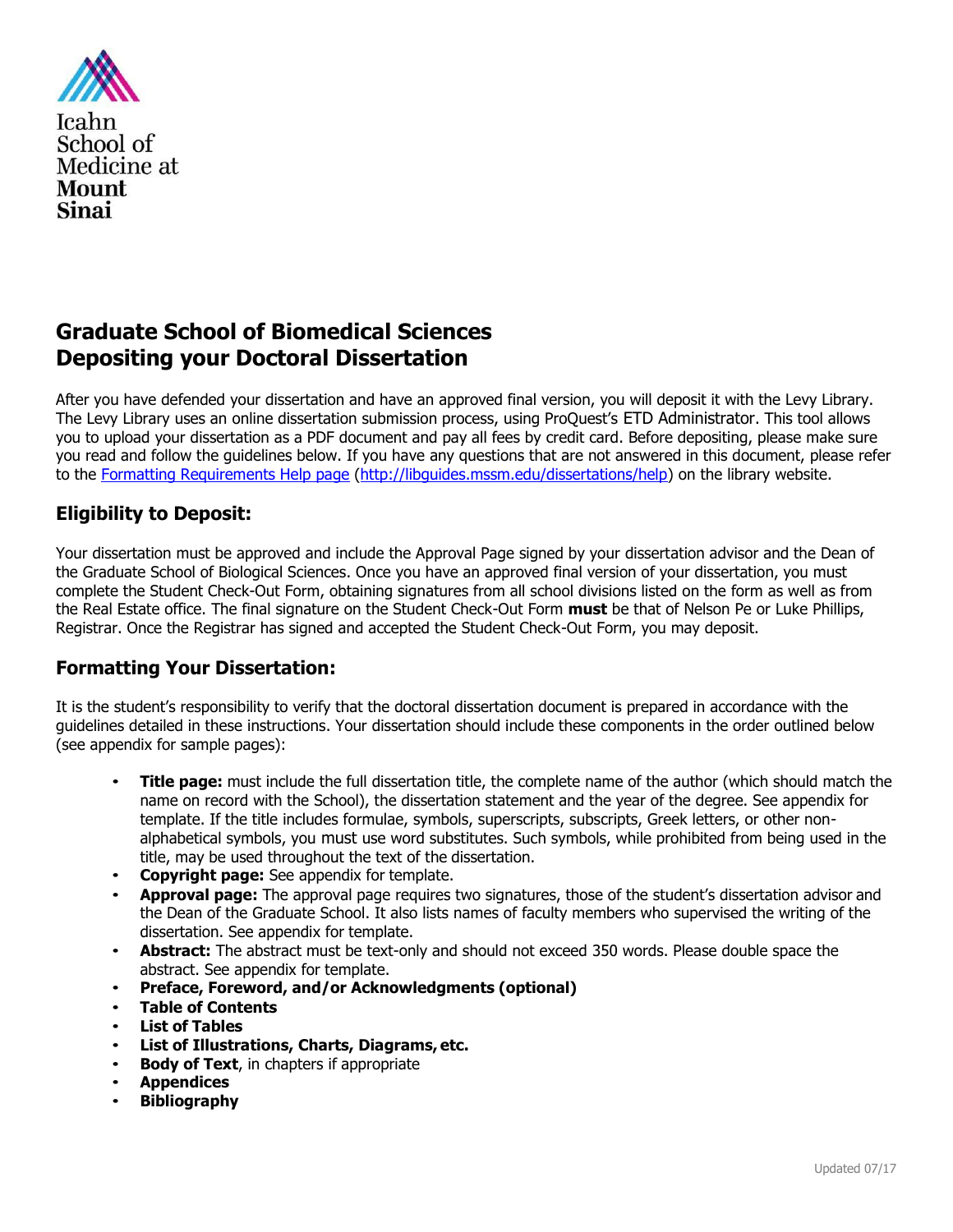Icahn School of Medicine at **Mount Sinai**

# Graduate School of Biomedical Sciences
# Depositing your Doctoral Dissertation

After you have defended your dissertation and have an approved final version, you will deposit it with the Levy Library. The Levy Library uses an online dissertation submission process, using ProQuest's ETD Administrator. This tool allows you to upload your dissertation as a PDF document and pay all fees by credit card. Before depositing, please make sure you read and follow the guidelines below. If you have any questions that are not answered in this document, please refer to the [Formatting Requirements Help page](http://libguides.mssm.edu/dissertations/help) (http://libguides.mssm.edu/dissertations/help) on the library website.

## Eligibility to Deposit:

Your dissertation must be approved and include the Approval Page signed by your dissertation advisor and the Dean of the Graduate School of Biological Sciences. Once you have an approved final version of your dissertation, you must complete the Student Check-Out Form, obtaining signatures from all school divisions listed on the form as well as from the Real Estate office. The final signature on the Student Check-Out Form **must** be that of Nelson Pe or Luke Phillips, Registrar. Once the Registrar has signed and accepted the Student Check-Out Form, you may deposit.

## Formatting Your Dissertation:

It is the student's responsibility to verify that the doctoral dissertation document is prepared in accordance with the guidelines detailed in these instructions. Your dissertation should include these components in the order outlined below (see appendix for sample pages):

- **Title page:** must include the full dissertation title, the complete name of the author (which should match the name on record with the School), the dissertation statement and the year of the degree. See appendix for template. If the title includes formulae, symbols, superscripts, subscripts, Greek letters, or other non-alphabetical symbols, you must use word substitutes. Such symbols, while prohibited from being used in the title, may be used throughout the text of the dissertation.
- **Copyright page:** See appendix for template.
- **Approval page:** The approval page requires two signatures, those of the student's dissertation advisor and the Dean of the Graduate School. It also lists names of faculty members who supervised the writing of the dissertation. See appendix for template.
- **Abstract:** The abstract must be text-only and should not exceed 350 words. Please double space the abstract. See appendix for template.
- **Preface, Foreword, and/or Acknowledgments (optional)**
- **Table of Contents**
- **List of Tables**
- **List of Illustrations, Charts, Diagrams, etc.**
- **Body of Text**, in chapters if appropriate
- **Appendices**
- **Bibliography**

Updated 07/17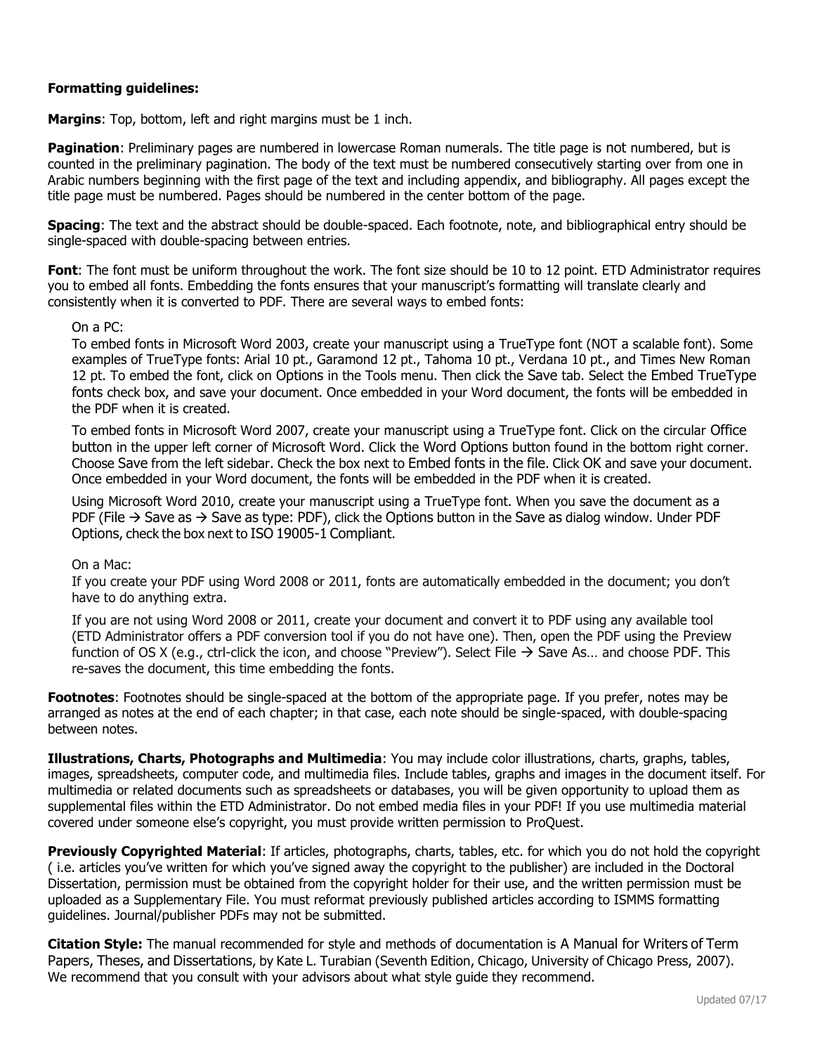**Formatting guidelines:**

**Margins**: Top, bottom, left and right margins must be 1 inch.

**Pagination**: Preliminary pages are numbered in lowercase Roman numerals. The title page is not numbered, but is counted in the preliminary pagination. The body of the text must be numbered consecutively starting over from one in Arabic numbers beginning with the first page of the text and including appendix, and bibliography. All pages except the title page must be numbered. Pages should be numbered in the center bottom of the page.

**Spacing**: The text and the abstract should be double-spaced. Each footnote, note, and bibliographical entry should be single-spaced with double-spacing between entries.

**Font**: The font must be uniform throughout the work. The font size should be 10 to 12 point. ETD Administrator requires you to embed all fonts. Embedding the fonts ensures that your manuscript's formatting will translate clearly and consistently when it is converted to PDF. There are several ways to embed fonts:

On a PC:
To embed fonts in Microsoft Word 2003, create your manuscript using a TrueType font (NOT a scalable font). Some examples of TrueType fonts: Arial 10 pt., Garamond 12 pt., Tahoma 10 pt., Verdana 10 pt., and Times New Roman 12 pt. To embed the font, click on Options in the Tools menu. Then click the Save tab. Select the Embed TrueType fonts check box, and save your document. Once embedded in your Word document, the fonts will be embedded in the PDF when it is created.

To embed fonts in Microsoft Word 2007, create your manuscript using a TrueType font. Click on the circular Office button in the upper left corner of Microsoft Word. Click the Word Options button found in the bottom right corner. Choose Save from the left sidebar. Check the box next to Embed fonts in the file. Click OK and save your document. Once embedded in your Word document, the fonts will be embedded in the PDF when it is created.

Using Microsoft Word 2010, create your manuscript using a TrueType font. When you save the document as a PDF (File → Save as → Save as type: PDF), click the Options button in the Save as dialog window. Under PDF Options, check the box next to ISO 19005-1 Compliant.

On a Mac:
If you create your PDF using Word 2008 or 2011, fonts are automatically embedded in the document; you don't have to do anything extra.

If you are not using Word 2008 or 2011, create your document and convert it to PDF using any available tool (ETD Administrator offers a PDF conversion tool if you do not have one). Then, open the PDF using the Preview function of OS X (e.g., ctrl-click the icon, and choose "Preview"). Select File → Save As… and choose PDF. This re-saves the document, this time embedding the fonts.

**Footnotes**: Footnotes should be single-spaced at the bottom of the appropriate page. If you prefer, notes may be arranged as notes at the end of each chapter; in that case, each note should be single-spaced, with double-spacing between notes.

**Illustrations, Charts, Photographs and Multimedia**: You may include color illustrations, charts, graphs, tables, images, spreadsheets, computer code, and multimedia files. Include tables, graphs and images in the document itself. For multimedia or related documents such as spreadsheets or databases, you will be given opportunity to upload them as supplemental files within the ETD Administrator. Do not embed media files in your PDF! If you use multimedia material covered under someone else's copyright, you must provide written permission to ProQuest.

**Previously Copyrighted Material**: If articles, photographs, charts, tables, etc. for which you do not hold the copyright ( i.e. articles you've written for which you've signed away the copyright to the publisher) are included in the Doctoral Dissertation, permission must be obtained from the copyright holder for their use, and the written permission must be uploaded as a Supplementary File. You must reformat previously published articles according to ISMMS formatting guidelines. Journal/publisher PDFs may not be submitted.

**Citation Style:** The manual recommended for style and methods of documentation is A Manual for Writers of Term Papers, Theses, and Dissertations, by Kate L. Turabian (Seventh Edition, Chicago, University of Chicago Press, 2007). We recommend that you consult with your advisors about what style guide they recommend.

Updated 07/17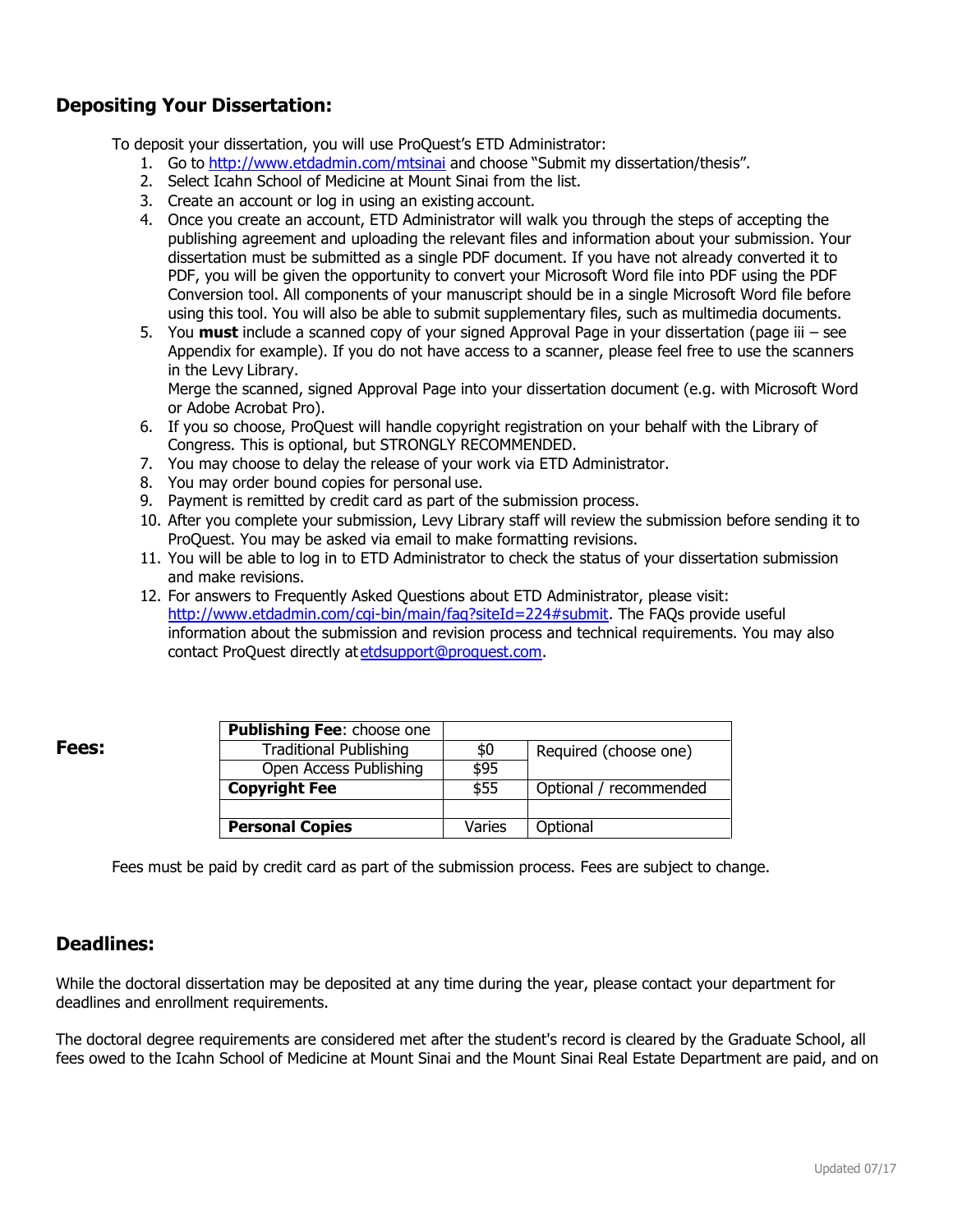## Depositing Your Dissertation:

To deposit your dissertation, you will use ProQuest's ETD Administrator:

1. Go to http://www.etdadmin.com/mtsinai and choose "Submit my dissertation/thesis".
2. Select Icahn School of Medicine at Mount Sinai from the list.
3. Create an account or log in using an existing account.
4. Once you create an account, ETD Administrator will walk you through the steps of accepting the publishing agreement and uploading the relevant files and information about your submission. Your dissertation must be submitted as a single PDF document. If you have not already converted it to PDF, you will be given the opportunity to convert your Microsoft Word file into PDF using the PDF Conversion tool. All components of your manuscript should be in a single Microsoft Word file before using this tool. You will also be able to submit supplementary files, such as multimedia documents.
5. You **must** include a scanned copy of your signed Approval Page in your dissertation (page iii – see Appendix for example). If you do not have access to a scanner, please feel free to use the scanners in the Levy Library.
   Merge the scanned, signed Approval Page into your dissertation document (e.g. with Microsoft Word or Adobe Acrobat Pro).
6. If you so choose, ProQuest will handle copyright registration on your behalf with the Library of Congress. This is optional, but STRONGLY RECOMMENDED.
7. You may choose to delay the release of your work via ETD Administrator.
8. You may order bound copies for personal use.
9. Payment is remitted by credit card as part of the submission process.
10. After you complete your submission, Levy Library staff will review the submission before sending it to ProQuest. You may be asked via email to make formatting revisions.
11. You will be able to log in to ETD Administrator to check the status of your dissertation submission and make revisions.
12. For answers to Frequently Asked Questions about ETD Administrator, please visit: http://www.etdadmin.com/cgi-bin/main/faq?siteId=224#submit. The FAQs provide useful information about the submission and revision process and technical requirements. You may also contact ProQuest directly at etdsupport@proquest.com.

## Fees:

| **Publishing Fee**: choose one | | |
|---|---|---|
| Traditional Publishing | $0 | Required (choose one) |
| Open Access Publishing | $95 | |
| **Copyright Fee** | $55 | Optional / recommended |
| | | |
| **Personal Copies** | Varies | Optional |

Fees must be paid by credit card as part of the submission process. Fees are subject to change.

## Deadlines:

While the doctoral dissertation may be deposited at any time during the year, please contact your department for deadlines and enrollment requirements.

The doctoral degree requirements are considered met after the student's record is cleared by the Graduate School, all fees owed to the Icahn School of Medicine at Mount Sinai and the Mount Sinai Real Estate Department are paid, and on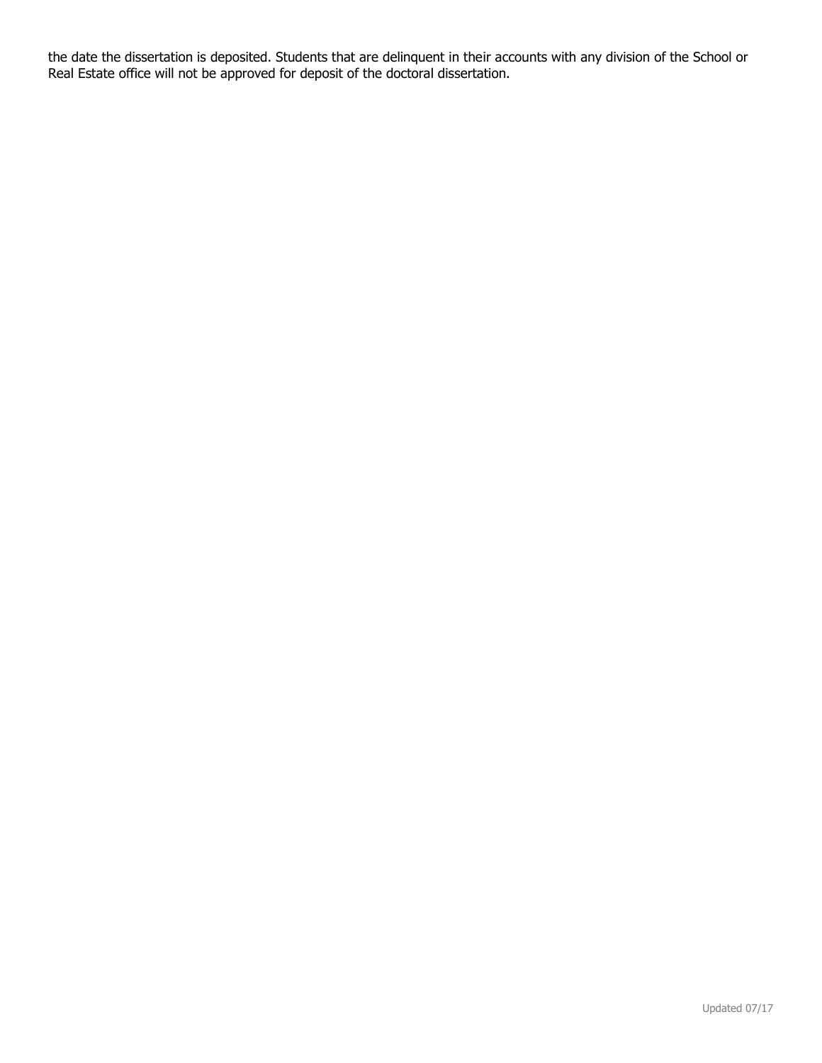the date the dissertation is deposited. Students that are delinquent in their accounts with any division of the School or Real Estate office will not be approved for deposit of the doctoral dissertation.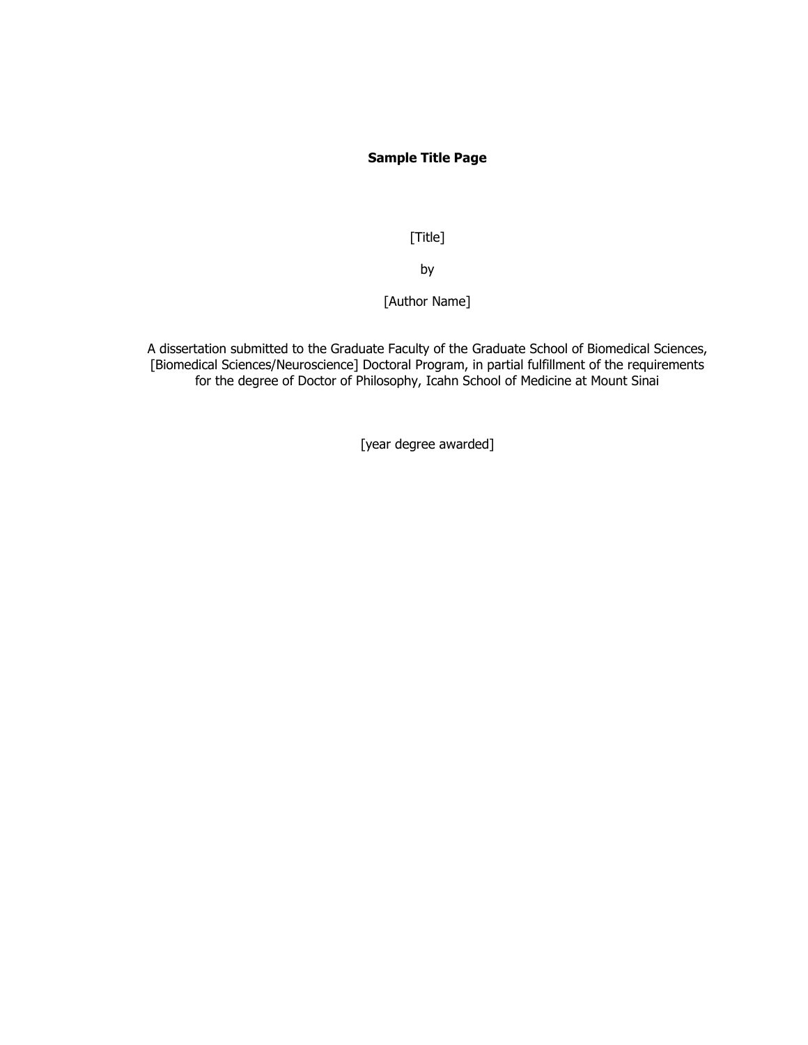**Sample Title Page**

[Title]

by

[Author Name]

A dissertation submitted to the Graduate Faculty of the Graduate School of Biomedical Sciences, [Biomedical Sciences/Neuroscience] Doctoral Program, in partial fulfillment of the requirements for the degree of Doctor of Philosophy, Icahn School of Medicine at Mount Sinai

[year degree awarded]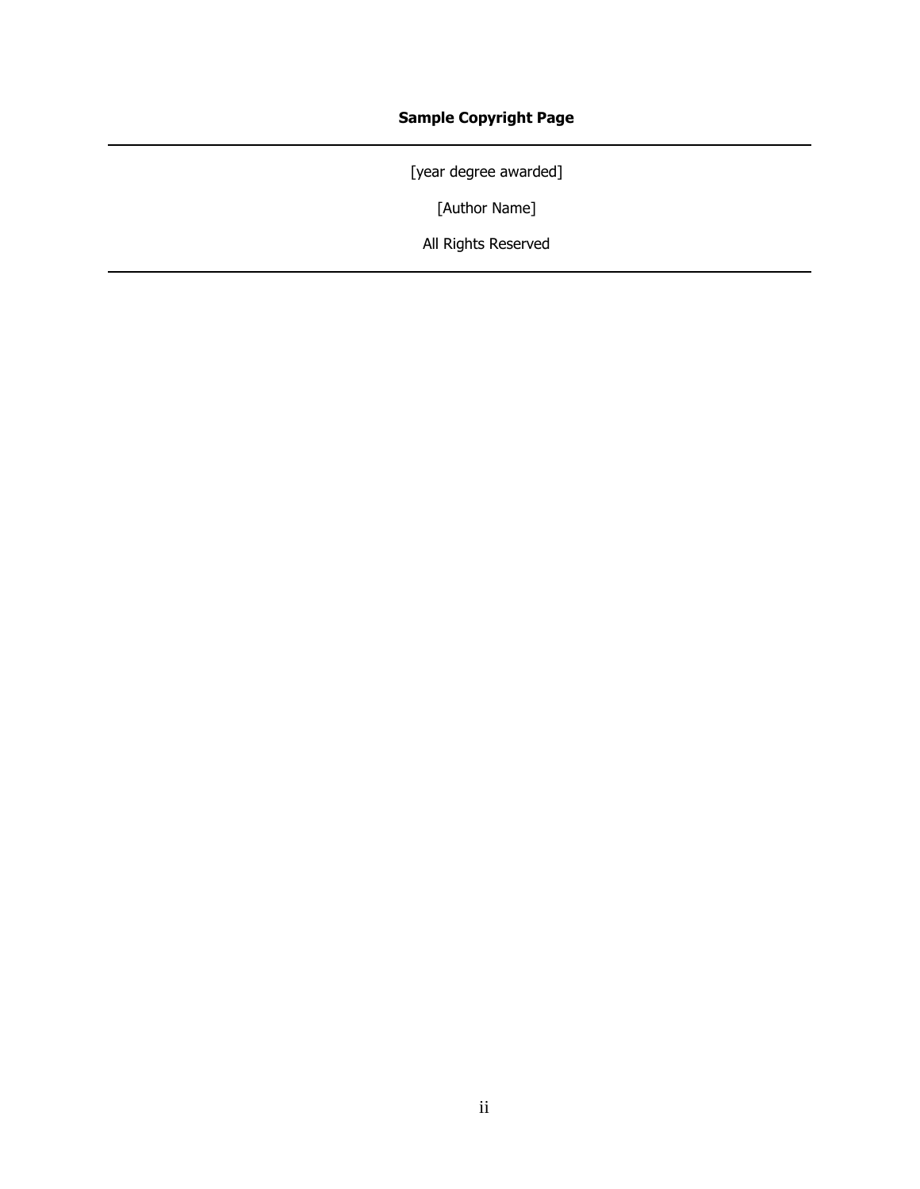**Sample Copyright Page**

---

[year degree awarded]

[Author Name]

All Rights Reserved

---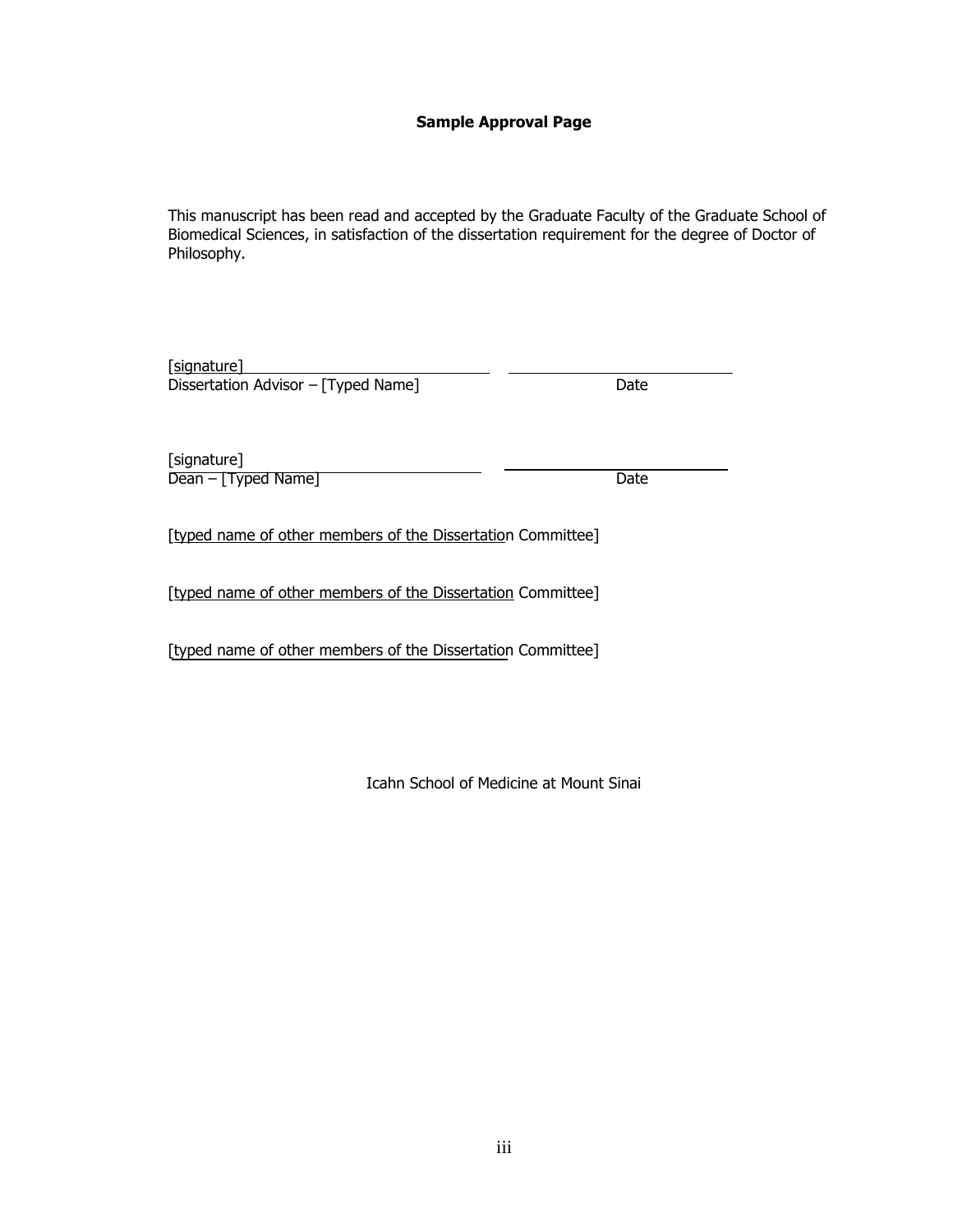**Sample Approval Page**

This manuscript has been read and accepted by the Graduate Faculty of the Graduate School of Biomedical Sciences, in satisfaction of the dissertation requirement for the degree of Doctor of Philosophy.

[signature] \_\_\_\_\_\_\_\_\_\_\_\_\_\_\_\_\_\_\_\_\_\_\_\_\_\_\_\_ \_\_\_\_\_\_\_\_\_\_\_\_\_\_\_\_\_\_\_\_\_\_\_\_
Dissertation Advisor – [Typed Name] Date

[signature] \_\_\_\_\_\_\_\_\_\_\_\_\_\_\_\_\_\_\_\_\_\_\_\_\_\_\_\_ \_\_\_\_\_\_\_\_\_\_\_\_\_\_\_\_\_\_\_\_\_\_\_\_
Dean – [Typed Name] Date

[typed name of other members of the Dissertation Committee]

[typed name of other members of the Dissertation Committee]

[typed name of other members of the Dissertation Committee]

Icahn School of Medicine at Mount Sinai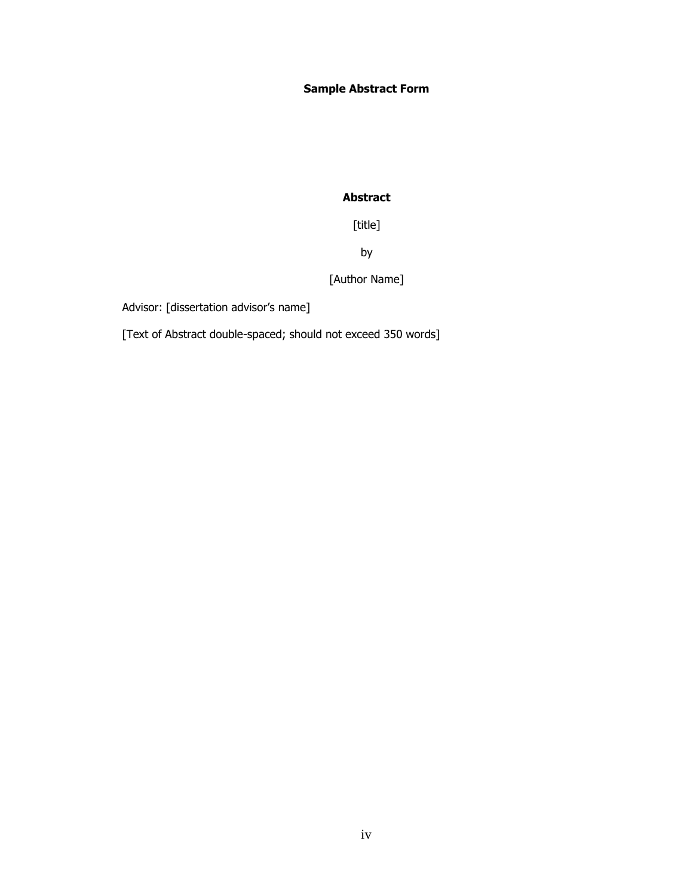**Sample Abstract Form**

**Abstract**

[title]

by

[Author Name]

Advisor: [dissertation advisor's name]

[Text of Abstract double-spaced; should not exceed 350 words]